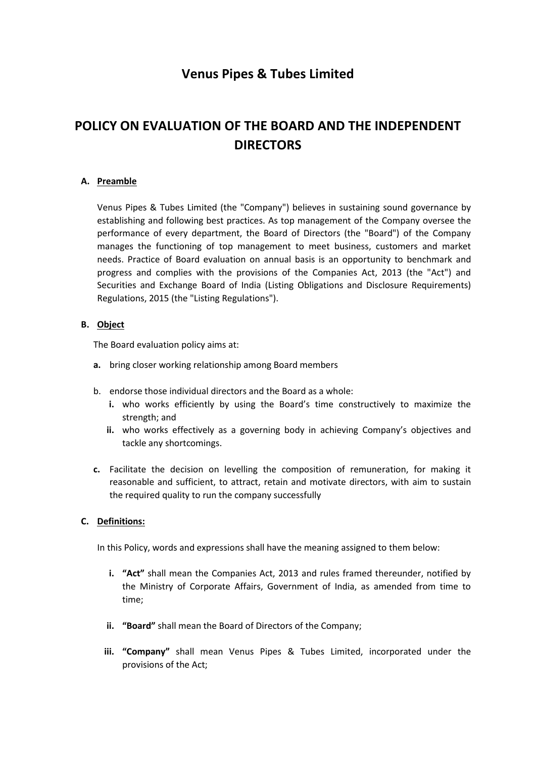# Venus Pipes & Tubes Limited

# POLICY ON EVALUATION OF THE BOARD AND THE INDEPENDENT DIRECTORS

**A. Preamble**

Venus Pipes & Tubes Limited (the "Company") believes in sustaining sound governance by establishing and following best practices. As top management of the Company oversee the performance of every department, the Board of Directors (the "Board") of the Company manages the functioning of top management to meet business, customers and market needs. Practice of Board evaluation on annual basis is an opportunity to benchmark and progress and complies with the provisions of the Companies Act, 2013 (the "Act") and Securities and Exchange Board of India (Listing Obligations and Disclosure Requirements) Regulations, 2015 (the "Listing Regulations").

**B. Object**

The Board evaluation policy aims at:

**a.** bring closer working relationship among Board members

b. endorse those individual directors and the Board as a whole:

   **i.** who works efficiently by using the Board's time constructively to maximize the strength; and

   **ii.** who works effectively as a governing body in achieving Company's objectives and tackle any shortcomings.

**c.** Facilitate the decision on levelling the composition of remuneration, for making it reasonable and sufficient, to attract, retain and motivate directors, with aim to sustain the required quality to run the company successfully

**C. Definitions:**

In this Policy, words and expressions shall have the meaning assigned to them below:

**i.** **"Act"** shall mean the Companies Act, 2013 and rules framed thereunder, notified by the Ministry of Corporate Affairs, Government of India, as amended from time to time;

**ii.** **"Board"** shall mean the Board of Directors of the Company;

**iii.** **"Company"** shall mean Venus Pipes & Tubes Limited, incorporated under the provisions of the Act;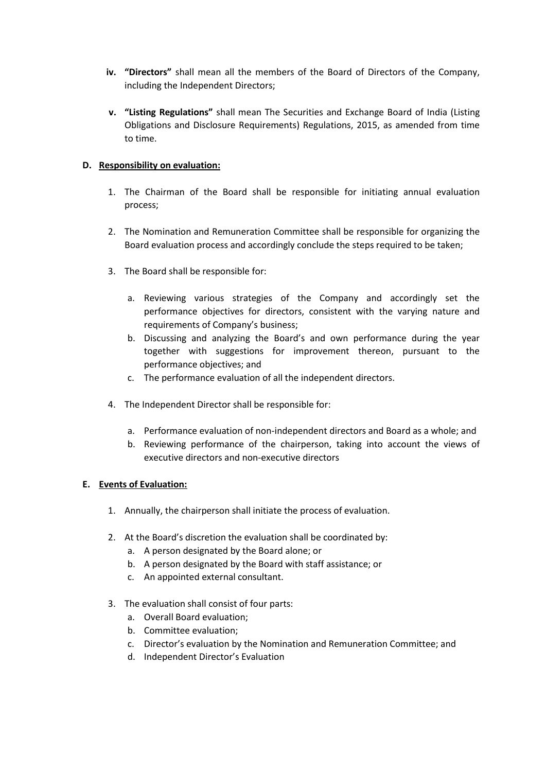iv. **"Directors"** shall mean all the members of the Board of Directors of the Company, including the Independent Directors;

v. **"Listing Regulations"** shall mean The Securities and Exchange Board of India (Listing Obligations and Disclosure Requirements) Regulations, 2015, as amended from time to time.

**D. Responsibility on evaluation:**

1. The Chairman of the Board shall be responsible for initiating annual evaluation process;

2. The Nomination and Remuneration Committee shall be responsible for organizing the Board evaluation process and accordingly conclude the steps required to be taken;

3. The Board shall be responsible for:

   a. Reviewing various strategies of the Company and accordingly set the performance objectives for directors, consistent with the varying nature and requirements of Company's business;
   b. Discussing and analyzing the Board's and own performance during the year together with suggestions for improvement thereon, pursuant to the performance objectives; and
   c. The performance evaluation of all the independent directors.

4. The Independent Director shall be responsible for:

   a. Performance evaluation of non-independent directors and Board as a whole; and
   b. Reviewing performance of the chairperson, taking into account the views of executive directors and non-executive directors

**E. Events of Evaluation:**

1. Annually, the chairperson shall initiate the process of evaluation.

2. At the Board's discretion the evaluation shall be coordinated by:
   a. A person designated by the Board alone; or
   b. A person designated by the Board with staff assistance; or
   c. An appointed external consultant.

3. The evaluation shall consist of four parts:
   a. Overall Board evaluation;
   b. Committee evaluation;
   c. Director's evaluation by the Nomination and Remuneration Committee; and
   d. Independent Director's Evaluation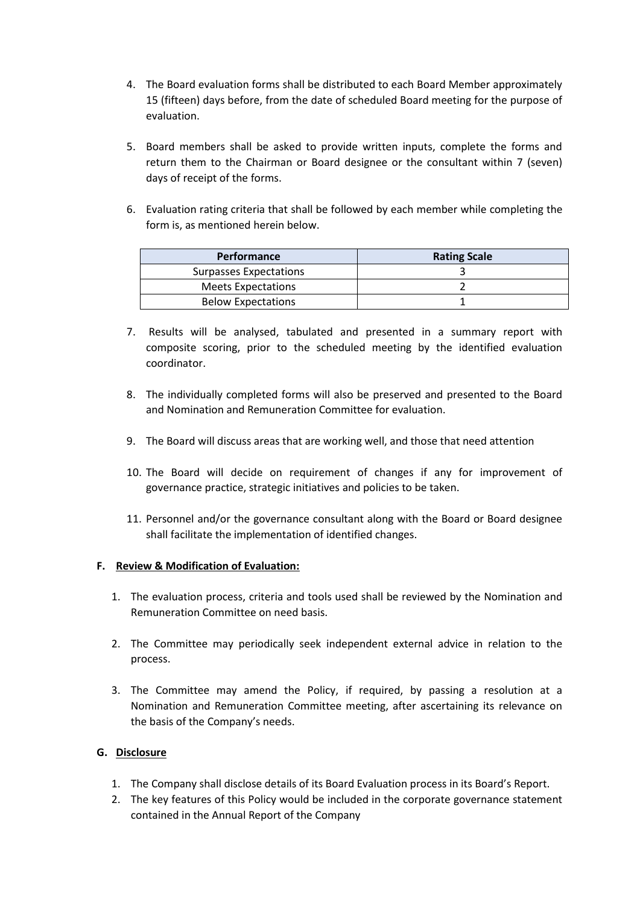4. The Board evaluation forms shall be distributed to each Board Member approximately 15 (fifteen) days before, from the date of scheduled Board meeting for the purpose of evaluation.

5. Board members shall be asked to provide written inputs, complete the forms and return them to the Chairman or Board designee or the consultant within 7 (seven) days of receipt of the forms.

6. Evaluation rating criteria that shall be followed by each member while completing the form is, as mentioned herein below.

| Performance | Rating Scale |
|---|---|
| Surpasses Expectations | 3 |
| Meets Expectations | 2 |
| Below Expectations | 1 |

7. Results will be analysed, tabulated and presented in a summary report with composite scoring, prior to the scheduled meeting by the identified evaluation coordinator.

8. The individually completed forms will also be preserved and presented to the Board and Nomination and Remuneration Committee for evaluation.

9. The Board will discuss areas that are working well, and those that need attention

10. The Board will decide on requirement of changes if any for improvement of governance practice, strategic initiatives and policies to be taken.

11. Personnel and/or the governance consultant along with the Board or Board designee shall facilitate the implementation of identified changes.

**F. Review & Modification of Evaluation:**

1. The evaluation process, criteria and tools used shall be reviewed by the Nomination and Remuneration Committee on need basis.

2. The Committee may periodically seek independent external advice in relation to the process.

3. The Committee may amend the Policy, if required, by passing a resolution at a Nomination and Remuneration Committee meeting, after ascertaining its relevance on the basis of the Company's needs.

**G. Disclosure**

1. The Company shall disclose details of its Board Evaluation process in its Board's Report.
2. The key features of this Policy would be included in the corporate governance statement contained in the Annual Report of the Company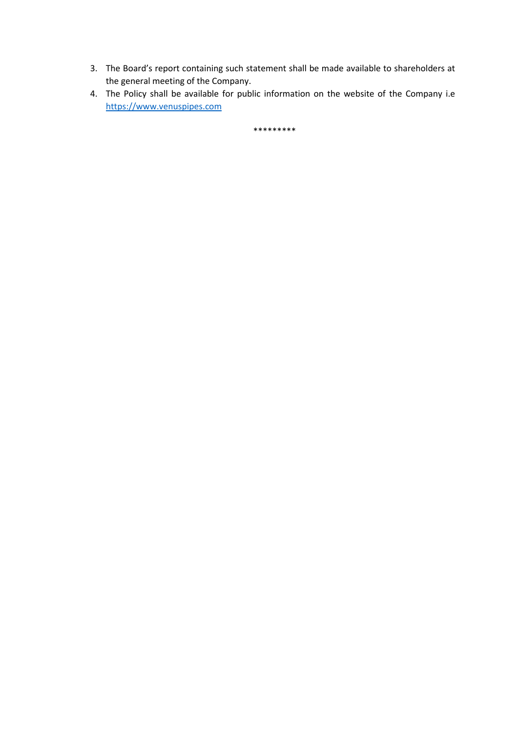3. The Board's report containing such statement shall be made available to shareholders at the general meeting of the Company.
4. The Policy shall be available for public information on the website of the Company i.e [https://www.venuspipes.com](https://www.venuspipes.com)

*********